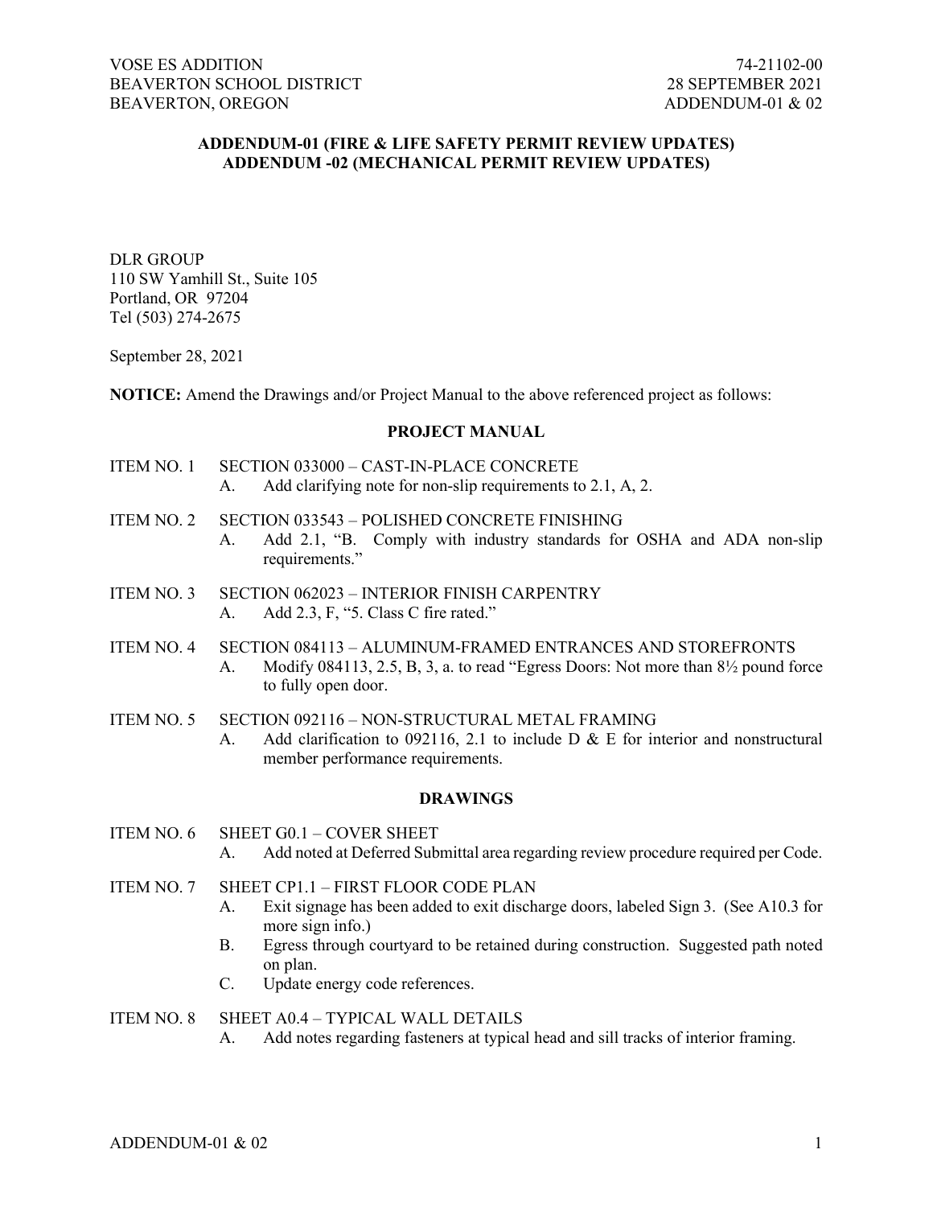VOSE ES ADDITION
BEAVERTON SCHOOL DISTRICT
BEAVERTON, OREGON

74-21102-00
28 SEPTEMBER 2021
ADDENDUM-01 & 02

## ADDENDUM-01 (FIRE & LIFE SAFETY PERMIT REVIEW UPDATES)
## ADDENDUM -02 (MECHANICAL PERMIT REVIEW UPDATES)

DLR GROUP
110 SW Yamhill St., Suite 105
Portland, OR 97204
Tel (503) 274-2675

September 28, 2021

**NOTICE:** Amend the Drawings and/or Project Manual to the above referenced project as follows:

### PROJECT MANUAL

ITEM NO. 1 SECTION 033000 – CAST-IN-PLACE CONCRETE

- A. Add clarifying note for non-slip requirements to 2.1, A, 2.

ITEM NO. 2 SECTION 033543 – POLISHED CONCRETE FINISHING

- A. Add 2.1, "B. Comply with industry standards for OSHA and ADA non-slip requirements."

ITEM NO. 3 SECTION 062023 – INTERIOR FINISH CARPENTRY

- A. Add 2.3, F, "5. Class C fire rated."

ITEM NO. 4 SECTION 084113 – ALUMINUM-FRAMED ENTRANCES AND STOREFRONTS

- A. Modify 084113, 2.5, B, 3, a. to read "Egress Doors: Not more than 8½ pound force to fully open door.

ITEM NO. 5 SECTION 092116 – NON-STRUCTURAL METAL FRAMING

- A. Add clarification to 092116, 2.1 to include D & E for interior and nonstructural member performance requirements.

### DRAWINGS

ITEM NO. 6 SHEET G0.1 – COVER SHEET

- A. Add noted at Deferred Submittal area regarding review procedure required per Code.

ITEM NO. 7 SHEET CP1.1 – FIRST FLOOR CODE PLAN

- A. Exit signage has been added to exit discharge doors, labeled Sign 3. (See A10.3 for more sign info.)
- B. Egress through courtyard to be retained during construction. Suggested path noted on plan.
- C. Update energy code references.

ITEM NO. 8 SHEET A0.4 – TYPICAL WALL DETAILS

- A. Add notes regarding fasteners at typical head and sill tracks of interior framing.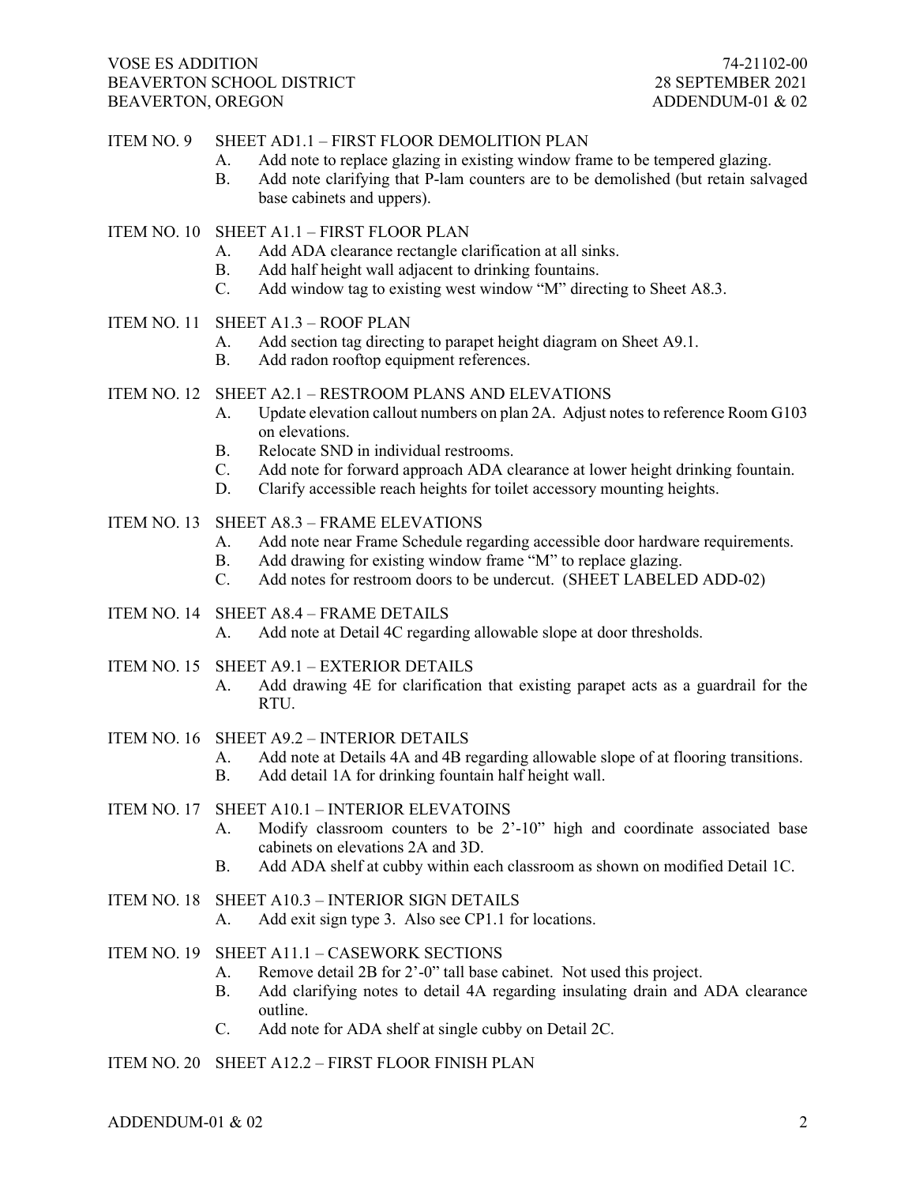ITEM NO. 9 SHEET AD1.1 – FIRST FLOOR DEMOLITION PLAN

A. Add note to replace glazing in existing window frame to be tempered glazing.
B. Add note clarifying that P-lam counters are to be demolished (but retain salvaged base cabinets and uppers).

ITEM NO. 10 SHEET A1.1 – FIRST FLOOR PLAN

A. Add ADA clearance rectangle clarification at all sinks.
B. Add half height wall adjacent to drinking fountains.
C. Add window tag to existing west window "M" directing to Sheet A8.3.

ITEM NO. 11 SHEET A1.3 – ROOF PLAN

A. Add section tag directing to parapet height diagram on Sheet A9.1.
B. Add radon rooftop equipment references.

ITEM NO. 12 SHEET A2.1 – RESTROOM PLANS AND ELEVATIONS

A. Update elevation callout numbers on plan 2A. Adjust notes to reference Room G103 on elevations.
B. Relocate SND in individual restrooms.
C. Add note for forward approach ADA clearance at lower height drinking fountain.
D. Clarify accessible reach heights for toilet accessory mounting heights.

ITEM NO. 13 SHEET A8.3 – FRAME ELEVATIONS

A. Add note near Frame Schedule regarding accessible door hardware requirements.
B. Add drawing for existing window frame "M" to replace glazing.
C. Add notes for restroom doors to be undercut. (SHEET LABELED ADD-02)

ITEM NO. 14 SHEET A8.4 – FRAME DETAILS

A. Add note at Detail 4C regarding allowable slope at door thresholds.

ITEM NO. 15 SHEET A9.1 – EXTERIOR DETAILS

A. Add drawing 4E for clarification that existing parapet acts as a guardrail for the RTU.

ITEM NO. 16 SHEET A9.2 – INTERIOR DETAILS

A. Add note at Details 4A and 4B regarding allowable slope of at flooring transitions.
B. Add detail 1A for drinking fountain half height wall.

ITEM NO. 17 SHEET A10.1 – INTERIOR ELEVATOINS

A. Modify classroom counters to be 2'-10" high and coordinate associated base cabinets on elevations 2A and 3D.
B. Add ADA shelf at cubby within each classroom as shown on modified Detail 1C.

ITEM NO. 18 SHEET A10.3 – INTERIOR SIGN DETAILS

A. Add exit sign type 3. Also see CP1.1 for locations.

ITEM NO. 19 SHEET A11.1 – CASEWORK SECTIONS

A. Remove detail 2B for 2'-0" tall base cabinet. Not used this project.
B. Add clarifying notes to detail 4A regarding insulating drain and ADA clearance outline.
C. Add note for ADA shelf at single cubby on Detail 2C.

ITEM NO. 20 SHEET A12.2 – FIRST FLOOR FINISH PLAN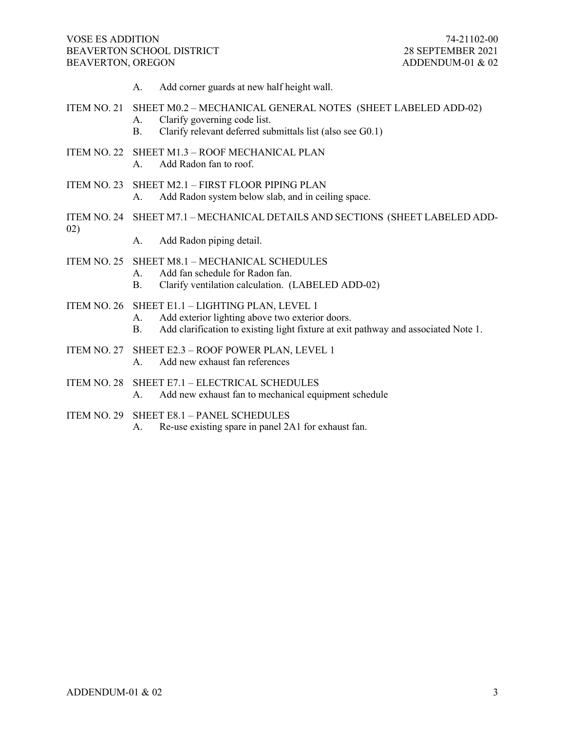A. Add corner guards at new half height wall.

ITEM NO. 21 SHEET M0.2 – MECHANICAL GENERAL NOTES (SHEET LABELED ADD-02)

- A. Clarify governing code list.
- B. Clarify relevant deferred submittals list (also see G0.1)

ITEM NO. 22 SHEET M1.3 – ROOF MECHANICAL PLAN

- A. Add Radon fan to roof.

ITEM NO. 23 SHEET M2.1 – FIRST FLOOR PIPING PLAN

- A. Add Radon system below slab, and in ceiling space.

ITEM NO. 24 SHEET M7.1 – MECHANICAL DETAILS AND SECTIONS (SHEET LABELED ADD-02)

- A. Add Radon piping detail.

ITEM NO. 25 SHEET M8.1 – MECHANICAL SCHEDULES

- A. Add fan schedule for Radon fan.
- B. Clarify ventilation calculation. (LABELED ADD-02)

ITEM NO. 26 SHEET E1.1 – LIGHTING PLAN, LEVEL 1

- A. Add exterior lighting above two exterior doors.
- B. Add clarification to existing light fixture at exit pathway and associated Note 1.

ITEM NO. 27 SHEET E2.3 – ROOF POWER PLAN, LEVEL 1

- A. Add new exhaust fan references

ITEM NO. 28 SHEET E7.1 – ELECTRICAL SCHEDULES

- A. Add new exhaust fan to mechanical equipment schedule

ITEM NO. 29 SHEET E8.1 – PANEL SCHEDULES

- A. Re-use existing spare in panel 2A1 for exhaust fan.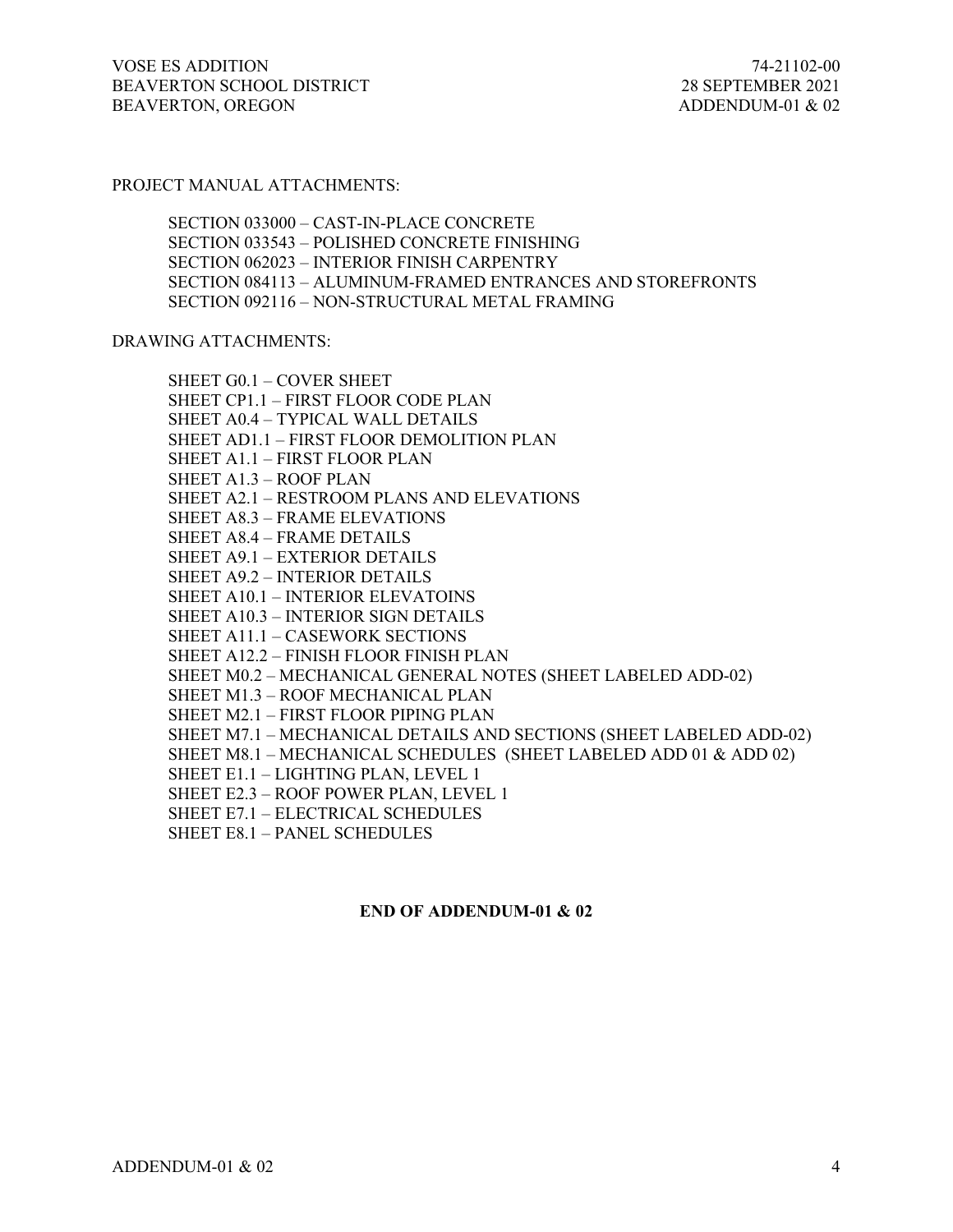PROJECT MANUAL ATTACHMENTS:

- SECTION 033000 – CAST-IN-PLACE CONCRETE
- SECTION 033543 – POLISHED CONCRETE FINISHING
- SECTION 062023 – INTERIOR FINISH CARPENTRY
- SECTION 084113 – ALUMINUM-FRAMED ENTRANCES AND STOREFRONTS
- SECTION 092116 – NON-STRUCTURAL METAL FRAMING

DRAWING ATTACHMENTS:

- SHEET G0.1 – COVER SHEET
- SHEET CP1.1 – FIRST FLOOR CODE PLAN
- SHEET A0.4 – TYPICAL WALL DETAILS
- SHEET AD1.1 – FIRST FLOOR DEMOLITION PLAN
- SHEET A1.1 – FIRST FLOOR PLAN
- SHEET A1.3 – ROOF PLAN
- SHEET A2.1 – RESTROOM PLANS AND ELEVATIONS
- SHEET A8.3 – FRAME ELEVATIONS
- SHEET A8.4 – FRAME DETAILS
- SHEET A9.1 – EXTERIOR DETAILS
- SHEET A9.2 – INTERIOR DETAILS
- SHEET A10.1 – INTERIOR ELEVATOINS
- SHEET A10.3 – INTERIOR SIGN DETAILS
- SHEET A11.1 – CASEWORK SECTIONS
- SHEET A12.2 – FINISH FLOOR FINISH PLAN
- SHEET M0.2 – MECHANICAL GENERAL NOTES (SHEET LABELED ADD-02)
- SHEET M1.3 – ROOF MECHANICAL PLAN
- SHEET M2.1 – FIRST FLOOR PIPING PLAN
- SHEET M7.1 – MECHANICAL DETAILS AND SECTIONS (SHEET LABELED ADD-02)
- SHEET M8.1 – MECHANICAL SCHEDULES (SHEET LABELED ADD 01 & ADD 02)
- SHEET E1.1 – LIGHTING PLAN, LEVEL 1
- SHEET E2.3 – ROOF POWER PLAN, LEVEL 1
- SHEET E7.1 – ELECTRICAL SCHEDULES
- SHEET E8.1 – PANEL SCHEDULES

**END OF ADDENDUM-01 & 02**